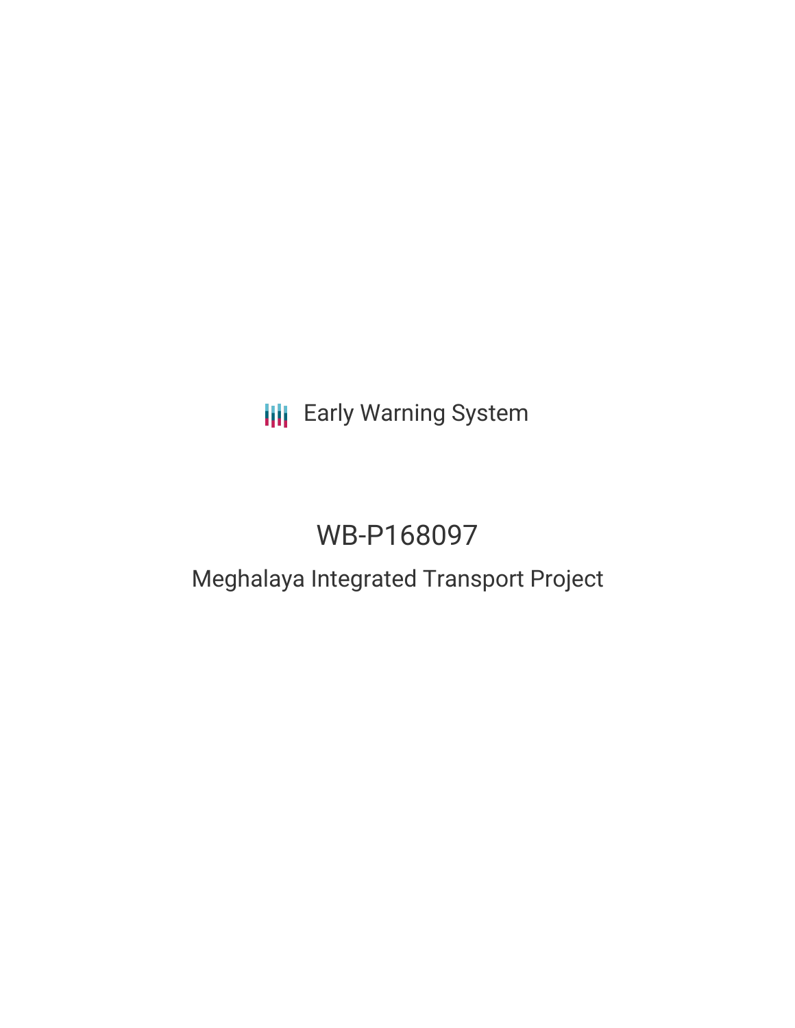Early Warning System

# WB-P168097

## Meghalaya Integrated Transport Project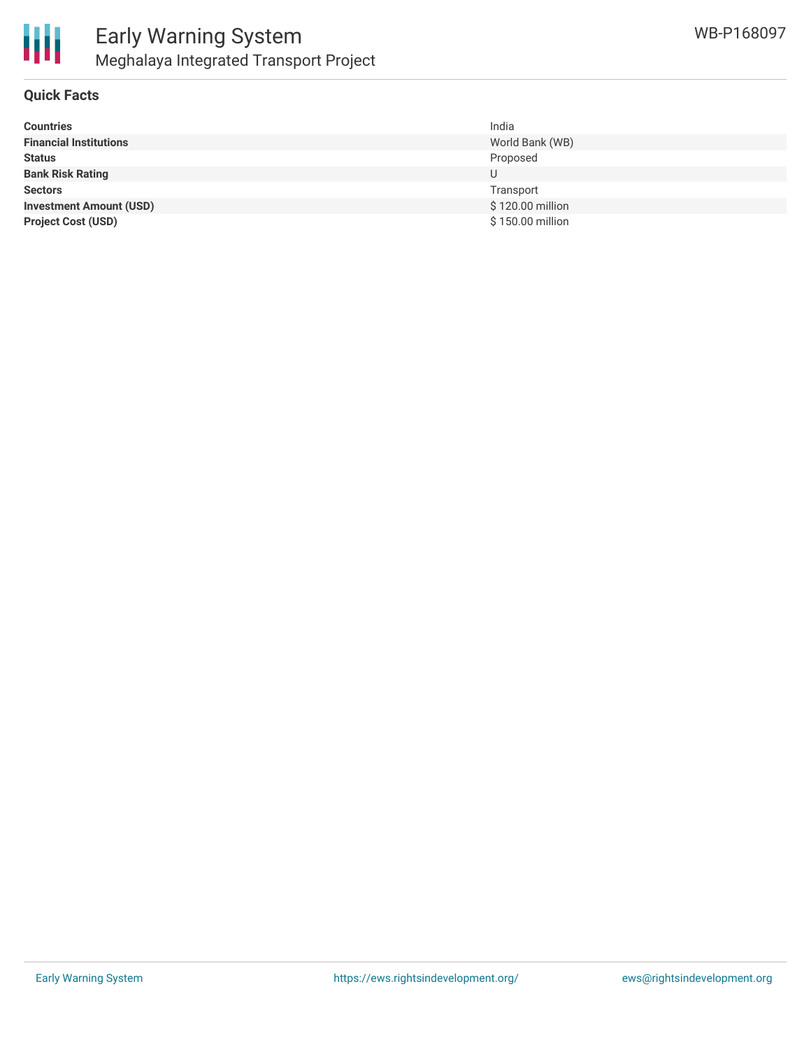## Quick Facts

| | |
|---|---|
| **Countries** | India |
| **Financial Institutions** | World Bank (WB) |
| **Status** | Proposed |
| **Bank Risk Rating** | U |
| **Sectors** | Transport |
| **Investment Amount (USD)** | $ 120.00 million |
| **Project Cost (USD)** | $ 150.00 million |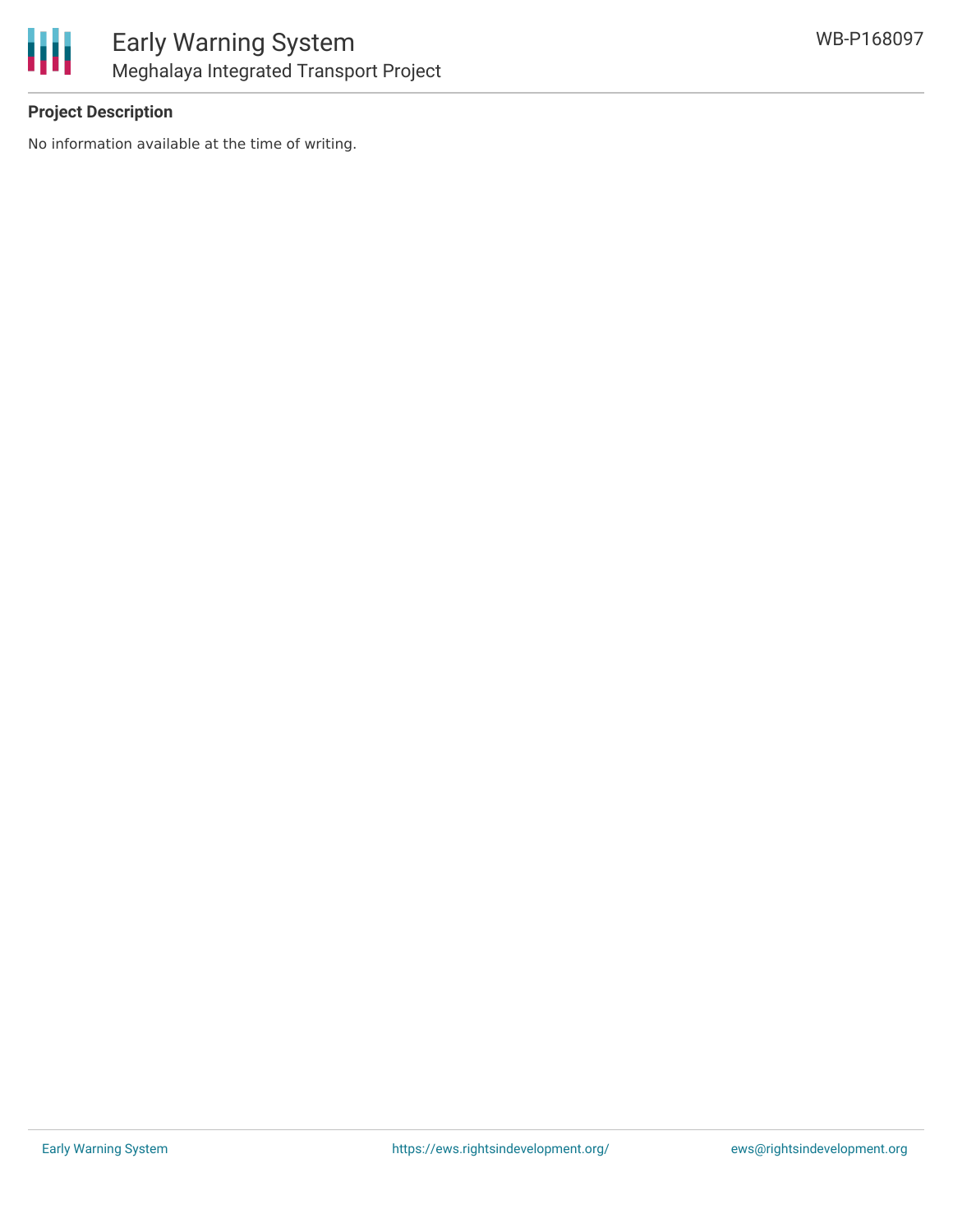**Project Description**

No information available at the time of writing.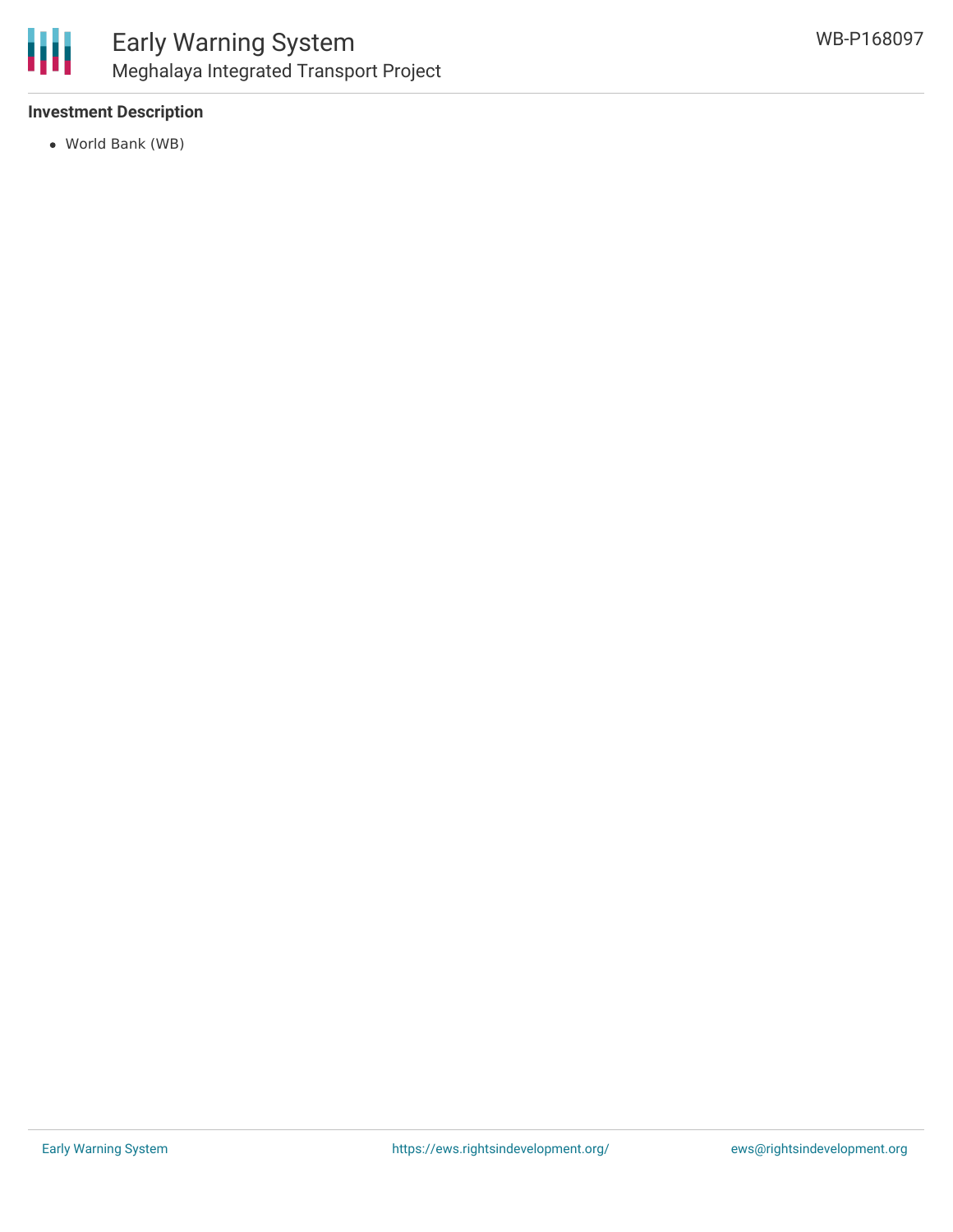### Investment Description

- World Bank (WB)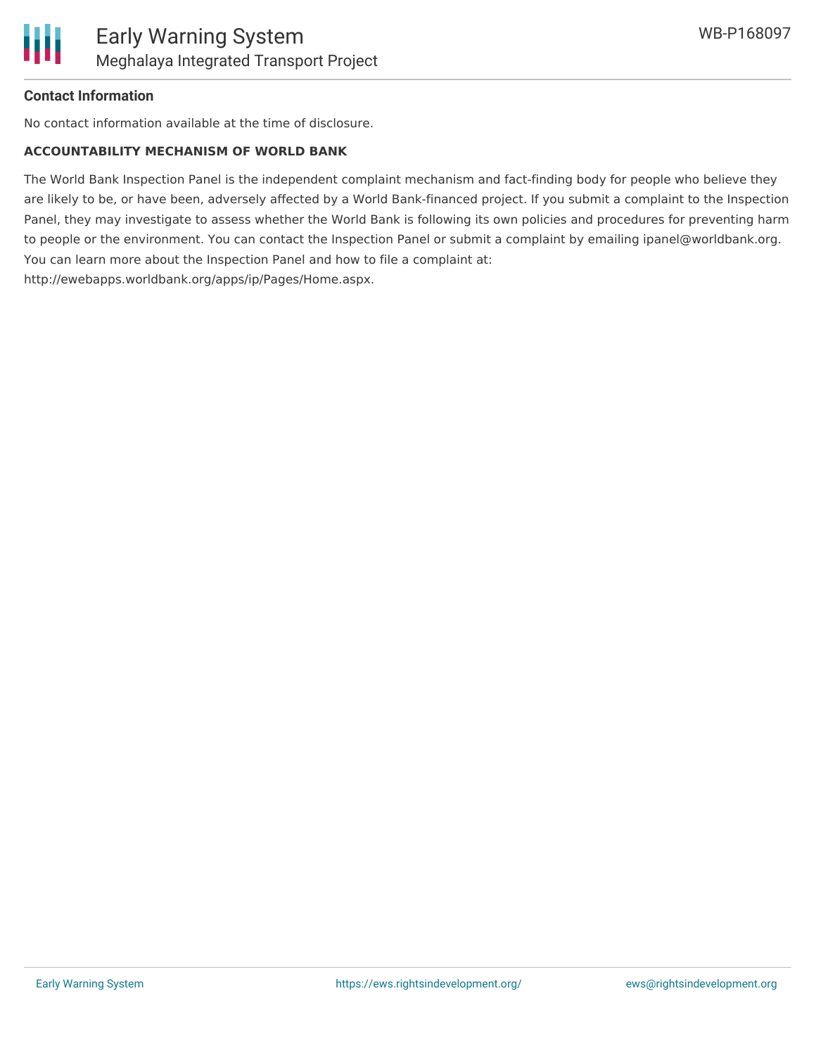**Contact Information**

No contact information available at the time of disclosure.

**ACCOUNTABILITY MECHANISM OF WORLD BANK**

The World Bank Inspection Panel is the independent complaint mechanism and fact-finding body for people who believe they are likely to be, or have been, adversely affected by a World Bank-financed project. If you submit a complaint to the Inspection Panel, they may investigate to assess whether the World Bank is following its own policies and procedures for preventing harm to people or the environment. You can contact the Inspection Panel or submit a complaint by emailing ipanel@worldbank.org. You can learn more about the Inspection Panel and how to file a complaint at: http://ewebapps.worldbank.org/apps/ip/Pages/Home.aspx.